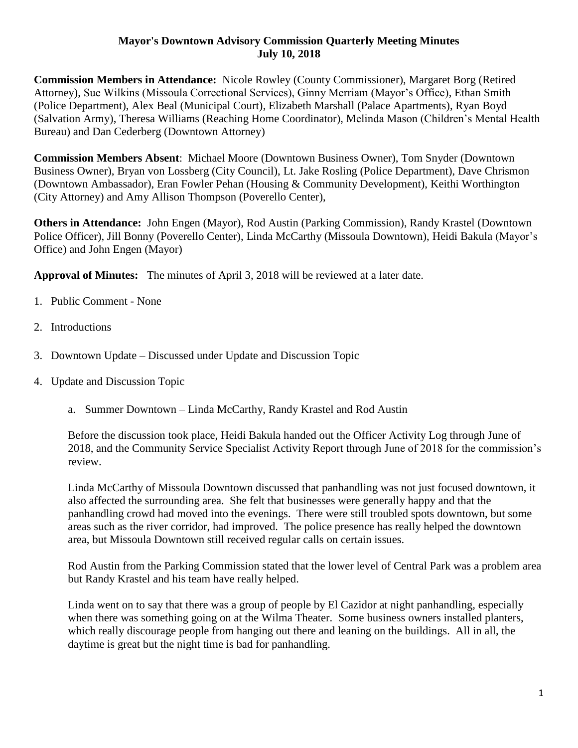**Mayor's Downtown Advisory Commission Quarterly Meeting Minutes**
**July 10, 2018**

**Commission Members in Attendance:** Nicole Rowley (County Commissioner), Margaret Borg (Retired Attorney), Sue Wilkins (Missoula Correctional Services), Ginny Merriam (Mayor's Office), Ethan Smith (Police Department), Alex Beal (Municipal Court), Elizabeth Marshall (Palace Apartments), Ryan Boyd (Salvation Army), Theresa Williams (Reaching Home Coordinator), Melinda Mason (Children's Mental Health Bureau) and Dan Cederberg (Downtown Attorney)

**Commission Members Absent**: Michael Moore (Downtown Business Owner), Tom Snyder (Downtown Business Owner), Bryan von Lossberg (City Council), Lt. Jake Rosling (Police Department), Dave Chrismon (Downtown Ambassador), Eran Fowler Pehan (Housing & Community Development), Keithi Worthington (City Attorney) and Amy Allison Thompson (Poverello Center),

**Others in Attendance:** John Engen (Mayor), Rod Austin (Parking Commission), Randy Krastel (Downtown Police Officer), Jill Bonny (Poverello Center), Linda McCarthy (Missoula Downtown), Heidi Bakula (Mayor's Office) and John Engen (Mayor)

**Approval of Minutes:** The minutes of April 3, 2018 will be reviewed at a later date.

1. Public Comment - None
2. Introductions
3. Downtown Update – Discussed under Update and Discussion Topic
4. Update and Discussion Topic

   a. Summer Downtown – Linda McCarthy, Randy Krastel and Rod Austin

   Before the discussion took place, Heidi Bakula handed out the Officer Activity Log through June of 2018, and the Community Service Specialist Activity Report through June of 2018 for the commission's review.

   Linda McCarthy of Missoula Downtown discussed that panhandling was not just focused downtown, it also affected the surrounding area. She felt that businesses were generally happy and that the panhandling crowd had moved into the evenings. There were still troubled spots downtown, but some areas such as the river corridor, had improved. The police presence has really helped the downtown area, but Missoula Downtown still received regular calls on certain issues.

   Rod Austin from the Parking Commission stated that the lower level of Central Park was a problem area but Randy Krastel and his team have really helped.

   Linda went on to say that there was a group of people by El Cazidor at night panhandling, especially when there was something going on at the Wilma Theater. Some business owners installed planters, which really discourage people from hanging out there and leaning on the buildings. All in all, the daytime is great but the night time is bad for panhandling.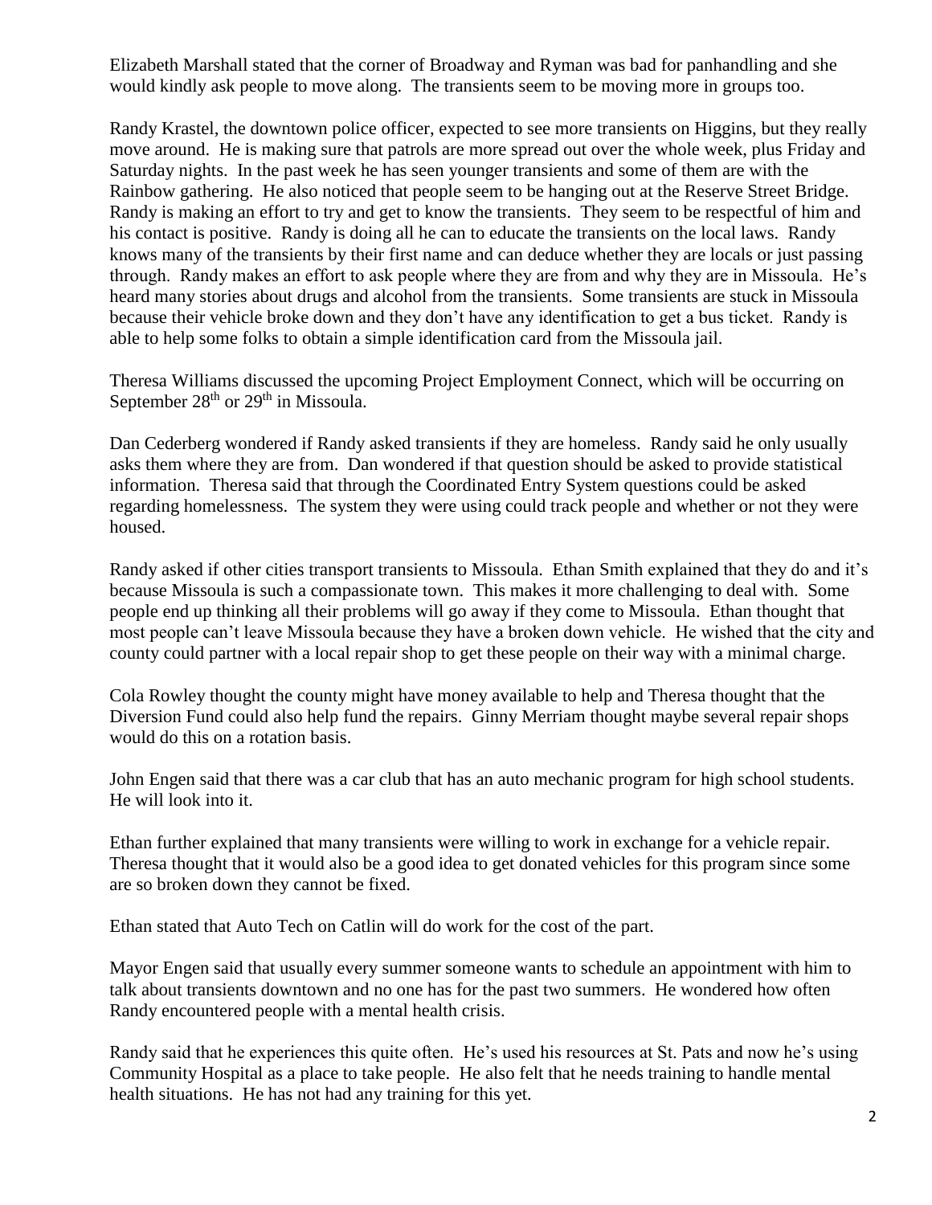Elizabeth Marshall stated that the corner of Broadway and Ryman was bad for panhandling and she would kindly ask people to move along. The transients seem to be moving more in groups too.

Randy Krastel, the downtown police officer, expected to see more transients on Higgins, but they really move around. He is making sure that patrols are more spread out over the whole week, plus Friday and Saturday nights. In the past week he has seen younger transients and some of them are with the Rainbow gathering. He also noticed that people seem to be hanging out at the Reserve Street Bridge. Randy is making an effort to try and get to know the transients. They seem to be respectful of him and his contact is positive. Randy is doing all he can to educate the transients on the local laws. Randy knows many of the transients by their first name and can deduce whether they are locals or just passing through. Randy makes an effort to ask people where they are from and why they are in Missoula. He's heard many stories about drugs and alcohol from the transients. Some transients are stuck in Missoula because their vehicle broke down and they don't have any identification to get a bus ticket. Randy is able to help some folks to obtain a simple identification card from the Missoula jail.

Theresa Williams discussed the upcoming Project Employment Connect, which will be occurring on September 28th or 29th in Missoula.

Dan Cederberg wondered if Randy asked transients if they are homeless. Randy said he only usually asks them where they are from. Dan wondered if that question should be asked to provide statistical information. Theresa said that through the Coordinated Entry System questions could be asked regarding homelessness. The system they were using could track people and whether or not they were housed.

Randy asked if other cities transport transients to Missoula. Ethan Smith explained that they do and it's because Missoula is such a compassionate town. This makes it more challenging to deal with. Some people end up thinking all their problems will go away if they come to Missoula. Ethan thought that most people can't leave Missoula because they have a broken down vehicle. He wished that the city and county could partner with a local repair shop to get these people on their way with a minimal charge.

Cola Rowley thought the county might have money available to help and Theresa thought that the Diversion Fund could also help fund the repairs. Ginny Merriam thought maybe several repair shops would do this on a rotation basis.

John Engen said that there was a car club that has an auto mechanic program for high school students. He will look into it.

Ethan further explained that many transients were willing to work in exchange for a vehicle repair. Theresa thought that it would also be a good idea to get donated vehicles for this program since some are so broken down they cannot be fixed.

Ethan stated that Auto Tech on Catlin will do work for the cost of the part.

Mayor Engen said that usually every summer someone wants to schedule an appointment with him to talk about transients downtown and no one has for the past two summers. He wondered how often Randy encountered people with a mental health crisis.

Randy said that he experiences this quite often. He's used his resources at St. Pats and now he's using Community Hospital as a place to take people. He also felt that he needs training to handle mental health situations. He has not had any training for this yet.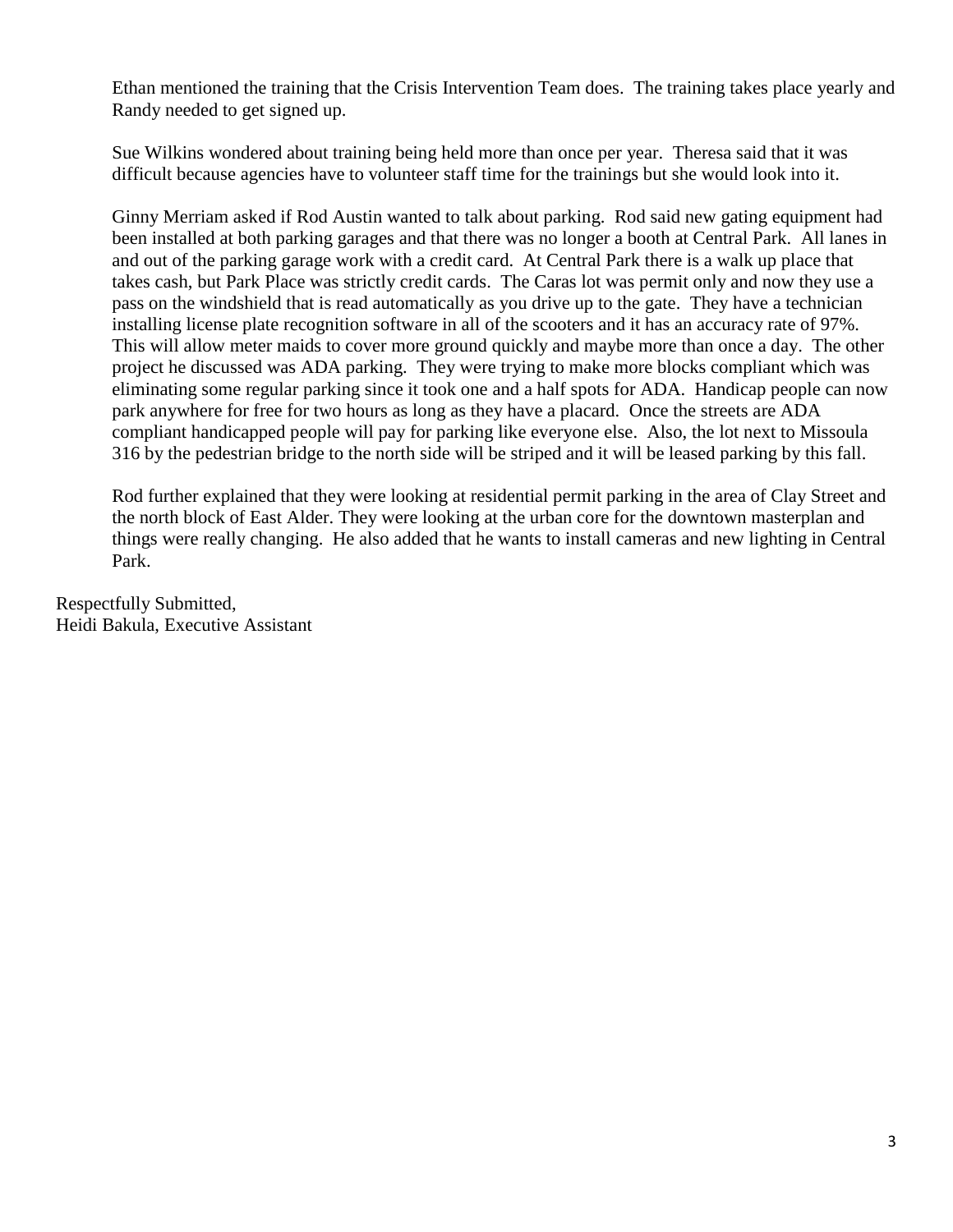Ethan mentioned the training that the Crisis Intervention Team does. The training takes place yearly and Randy needed to get signed up.

Sue Wilkins wondered about training being held more than once per year. Theresa said that it was difficult because agencies have to volunteer staff time for the trainings but she would look into it.

Ginny Merriam asked if Rod Austin wanted to talk about parking. Rod said new gating equipment had been installed at both parking garages and that there was no longer a booth at Central Park. All lanes in and out of the parking garage work with a credit card. At Central Park there is a walk up place that takes cash, but Park Place was strictly credit cards. The Caras lot was permit only and now they use a pass on the windshield that is read automatically as you drive up to the gate. They have a technician installing license plate recognition software in all of the scooters and it has an accuracy rate of 97%. This will allow meter maids to cover more ground quickly and maybe more than once a day. The other project he discussed was ADA parking. They were trying to make more blocks compliant which was eliminating some regular parking since it took one and a half spots for ADA. Handicap people can now park anywhere for free for two hours as long as they have a placard. Once the streets are ADA compliant handicapped people will pay for parking like everyone else. Also, the lot next to Missoula 316 by the pedestrian bridge to the north side will be striped and it will be leased parking by this fall.

Rod further explained that they were looking at residential permit parking in the area of Clay Street and the north block of East Alder. They were looking at the urban core for the downtown masterplan and things were really changing. He also added that he wants to install cameras and new lighting in Central Park.

Respectfully Submitted,
Heidi Bakula, Executive Assistant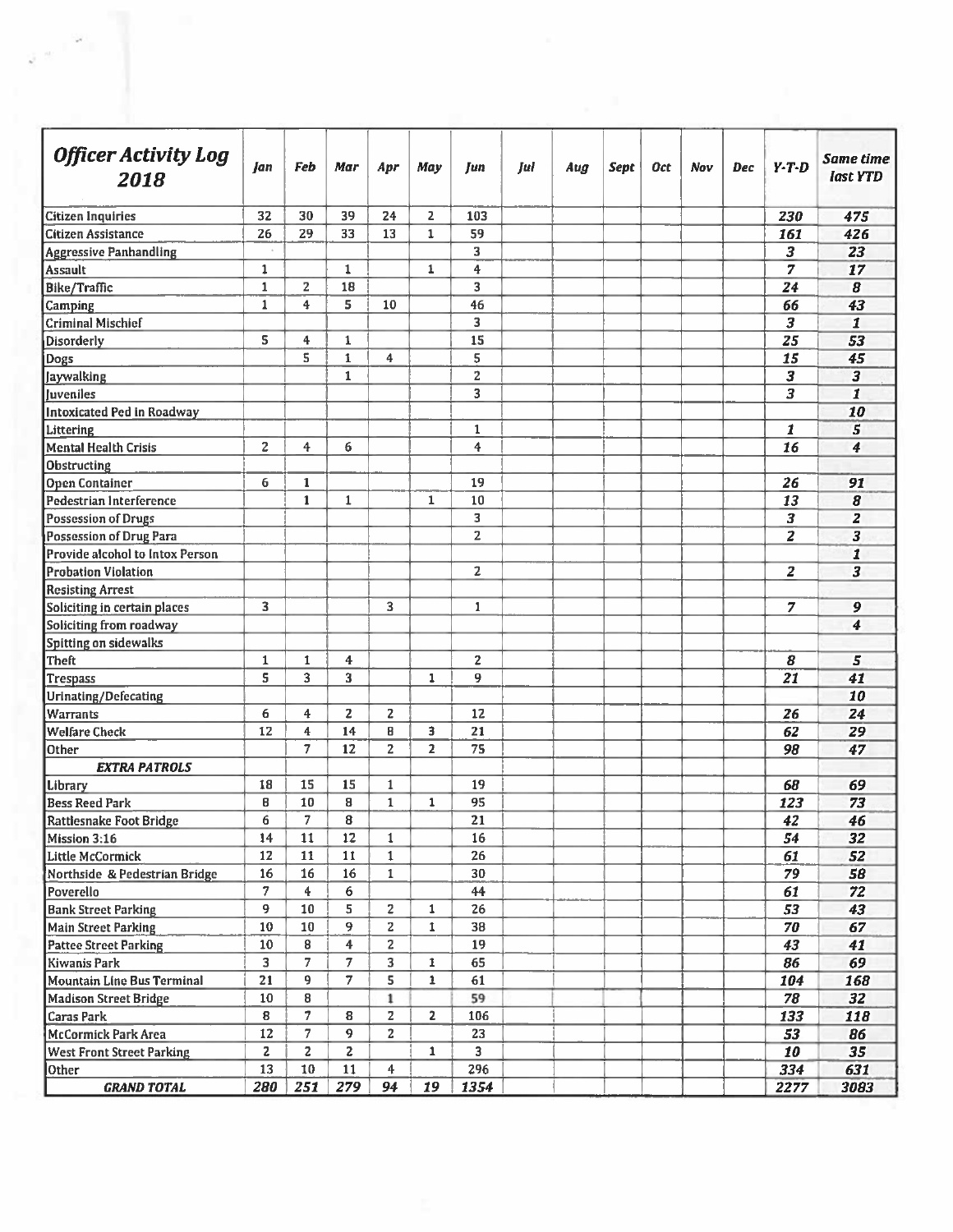| *Officer Activity Log 2018* | Jan | Feb | Mar | Apr | May | Jun | Jul | Aug | Sept | Oct | Nov | Dec | Y-T-D | Same time last YTD |
|---|---|---|---|---|---|---|---|---|---|---|---|---|---|---|
| Citizen Inquiries | 32 | 30 | 39 | 24 | 2 | 103 | | | | | | | 230 | 475 |
| Citizen Assistance | 26 | 29 | 33 | 13 | 1 | 59 | | | | | | | 161 | 426 |
| Aggressive Panhandling | | | | | | 3 | | | | | | | 3 | 23 |
| Assault | 1 | | 1 | | 1 | 4 | | | | | | | 7 | 17 |
| Bike/Traffic | 1 | 2 | 18 | | | 3 | | | | | | | 24 | 8 |
| Camping | 1 | 4 | 5 | 10 | | 46 | | | | | | | 66 | 43 |
| Criminal Mischief | | | | | | 3 | | | | | | | 3 | 1 |
| Disorderly | 5 | 4 | 1 | | | 15 | | | | | | | 25 | 53 |
| Dogs | | 5 | 1 | 4 | | 5 | | | | | | | 15 | 45 |
| Jaywalking | | | 1 | | | 2 | | | | | | | 3 | 3 |
| Juveniles | | | | | | 3 | | | | | | | 3 | 1 |
| Intoxicated Ped in Roadway | | | | | | | | | | | | | | 10 |
| Littering | | | | | | 1 | | | | | | | 1 | 5 |
| Mental Health Crisis | 2 | 4 | 6 | | | 4 | | | | | | | 16 | 4 |
| Obstructing | | | | | | | | | | | | | | |
| Open Container | 6 | 1 | | | | 19 | | | | | | | 26 | 91 |
| Pedestrian Interference | | 1 | 1 | | 1 | 10 | | | | | | | 13 | 8 |
| Possession of Drugs | | | | | | 3 | | | | | | | 3 | 2 |
| Possession of Drug Para | | | | | | 2 | | | | | | | 2 | 3 |
| Provide alcohol to Intox Person | | | | | | | | | | | | | | 1 |
| Probation Violation | | | | | | 2 | | | | | | | 2 | 3 |
| Resisting Arrest | | | | | | | | | | | | | | |
| Soliciting in certain places | 3 | | | 3 | | 1 | | | | | | | 7 | 9 |
| Soliciting from roadway | | | | | | | | | | | | | | 4 |
| Spitting on sidewalks | | | | | | | | | | | | | | |
| Theft | 1 | 1 | 4 | | | 2 | | | | | | | 8 | 5 |
| Trespass | 5 | 3 | 3 | | 1 | 9 | | | | | | | 21 | 41 |
| Urinating/Defecating | | | | | | | | | | | | | | 10 |
| Warrants | 6 | 4 | 2 | 2 | | 12 | | | | | | | 26 | 24 |
| Welfare Check | 12 | 4 | 14 | 8 | 3 | 21 | | | | | | | 62 | 29 |
| Other | | 7 | 12 | 2 | 2 | 75 | | | | | | | 98 | 47 |
| ***EXTRA PATROLS*** | | | | | | | | | | | | | | |
| Library | 18 | 15 | 15 | 1 | | 19 | | | | | | | 68 | 69 |
| Bess Reed Park | 8 | 10 | 8 | 1 | 1 | 95 | | | | | | | 123 | 73 |
| Rattlesnake Foot Bridge | 6 | 7 | 8 | | | 21 | | | | | | | 42 | 46 |
| Mission 3:16 | 14 | 11 | 12 | 1 | | 16 | | | | | | | 54 | 32 |
| Little McCormick | 12 | 11 | 11 | 1 | | 26 | | | | | | | 61 | 52 |
| Northside & Pedestrian Bridge | 16 | 16 | 16 | 1 | | 30 | | | | | | | 79 | 58 |
| Poverello | 7 | 4 | 6 | | | 44 | | | | | | | 61 | 72 |
| Bank Street Parking | 9 | 10 | 5 | 2 | 1 | 26 | | | | | | | 53 | 43 |
| Main Street Parking | 10 | 10 | 9 | 2 | 1 | 38 | | | | | | | 70 | 67 |
| Pattee Street Parking | 10 | 8 | 4 | 2 | | 19 | | | | | | | 43 | 41 |
| Kiwanis Park | 3 | 7 | 7 | 3 | 1 | 65 | | | | | | | 86 | 69 |
| Mountain Line Bus Terminal | 21 | 9 | 7 | 5 | 1 | 61 | | | | | | | 104 | 168 |
| Madison Street Bridge | 10 | 8 | | 1 | | 59 | | | | | | | 78 | 32 |
| Caras Park | 8 | 7 | 8 | 2 | 2 | 106 | | | | | | | 133 | 118 |
| McCormick Park Area | 12 | 7 | 9 | 2 | | 23 | | | | | | | 53 | 86 |
| West Front Street Parking | 2 | 2 | 2 | | 1 | 3 | | | | | | | 10 | 35 |
| Other | 13 | 10 | 11 | 4 | | 296 | | | | | | | 334 | 631 |
| ***GRAND TOTAL*** | 280 | 251 | 279 | 94 | 19 | 1354 | | | | | | | 2277 | 3083 |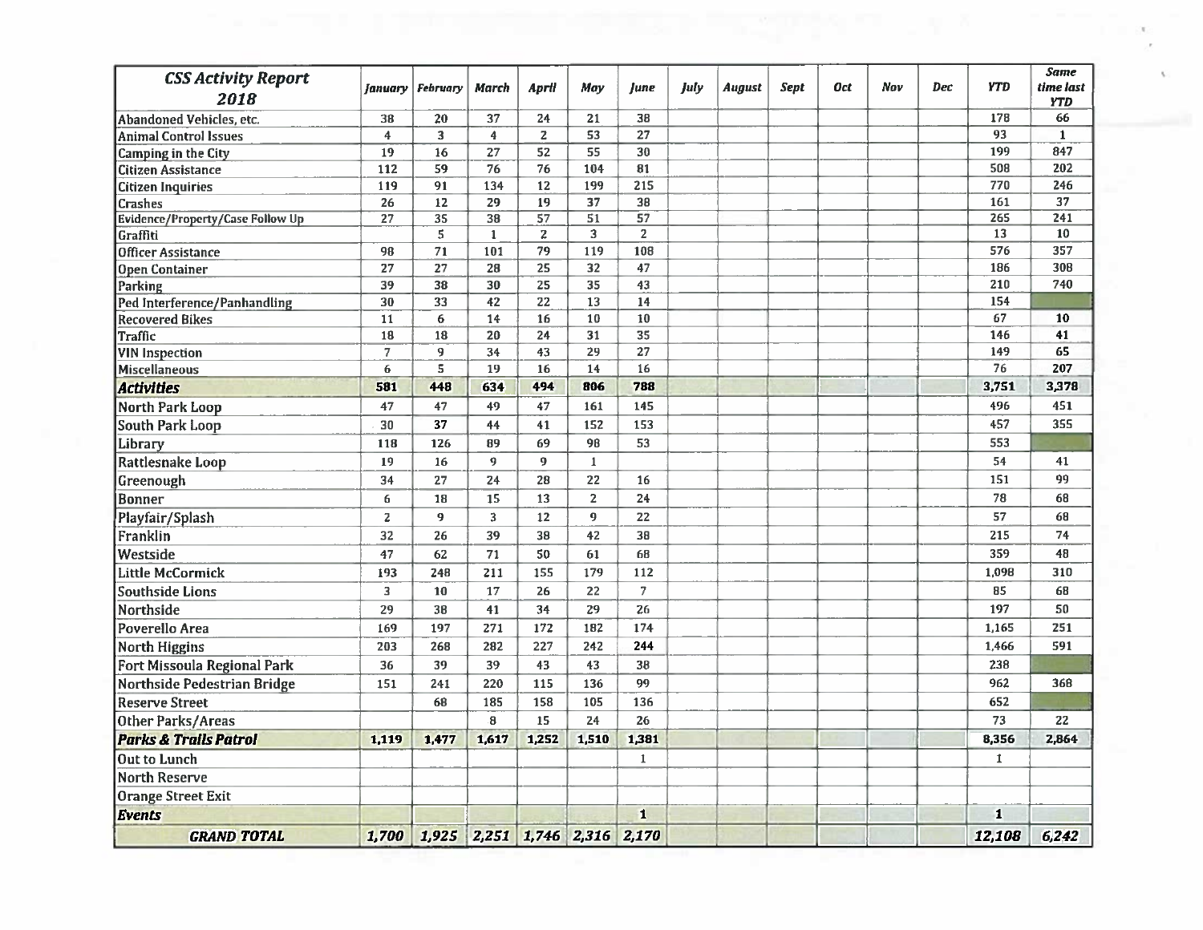| CSS Activity Report 2018 | January | February | March | April | May | June | July | August | Sept | Oct | Nov | Dec | YTD | Same time last YTD |
|---|---|---|---|---|---|---|---|---|---|---|---|---|---|---|
| Abandoned Vehicles, etc. | 38 | 20 | 37 | 24 | 21 | 38 | | | | | | | 178 | 66 |
| Animal Control Issues | 4 | 3 | 4 | 2 | 53 | 27 | | | | | | | 93 | 1 |
| Camping in the City | 19 | 16 | 27 | 52 | 55 | 30 | | | | | | | 199 | 847 |
| Citizen Assistance | 112 | 59 | 76 | 76 | 104 | 81 | | | | | | | 508 | 202 |
| Citizen Inquiries | 119 | 91 | 134 | 12 | 199 | 215 | | | | | | | 770 | 246 |
| Crashes | 26 | 12 | 29 | 19 | 37 | 38 | | | | | | | 161 | 37 |
| Evidence/Property/Case Follow Up | 27 | 35 | 38 | 57 | 51 | 57 | | | | | | | 265 | 241 |
| Graffiti | | 5 | 1 | 2 | 3 | 2 | | | | | | | 13 | 10 |
| Officer Assistance | 98 | 71 | 101 | 79 | 119 | 108 | | | | | | | 576 | 357 |
| Open Container | 27 | 27 | 28 | 25 | 32 | 47 | | | | | | | 186 | 308 |
| Parking | 39 | 38 | 30 | 25 | 35 | 43 | | | | | | | 210 | 740 |
| Ped Interference/Panhandling | 30 | 33 | 42 | 22 | 13 | 14 | | | | | | | 154 | |
| Recovered Bikes | 11 | 6 | 14 | 16 | 10 | 10 | | | | | | | 67 | 10 |
| Traffic | 18 | 18 | 20 | 24 | 31 | 35 | | | | | | | 146 | 41 |
| VIN Inspection | 7 | 9 | 34 | 43 | 29 | 27 | | | | | | | 149 | 65 |
| Miscellaneous | 6 | 5 | 19 | 16 | 14 | 16 | | | | | | | 76 | 207 |
| ***Activities*** | **581** | **448** | **634** | **494** | **806** | **788** | | | | | | | **3,751** | **3,378** |
| North Park Loop | 47 | 47 | 49 | 47 | 161 | 145 | | | | | | | 496 | 451 |
| South Park Loop | 30 | 37 | 44 | 41 | 152 | 153 | | | | | | | 457 | 355 |
| Library | 118 | 126 | 89 | 69 | 98 | 53 | | | | | | | 553 | |
| Rattlesnake Loop | 19 | 16 | 9 | 9 | 1 | | | | | | | | 54 | 41 |
| Greenough | 34 | 27 | 24 | 28 | 22 | 16 | | | | | | | 151 | 99 |
| Bonner | 6 | 18 | 15 | 13 | 2 | 24 | | | | | | | 78 | 68 |
| Playfair/Splash | 2 | 9 | 3 | 12 | 9 | 22 | | | | | | | 57 | 68 |
| Franklin | 32 | 26 | 39 | 38 | 42 | 38 | | | | | | | 215 | 74 |
| Westside | 47 | 62 | 71 | 50 | 61 | 68 | | | | | | | 359 | 48 |
| Little McCormick | 193 | 248 | 211 | 155 | 179 | 112 | | | | | | | 1,098 | 310 |
| Southside Lions | 3 | 10 | 17 | 26 | 22 | 7 | | | | | | | 85 | 68 |
| Northside | 29 | 38 | 41 | 34 | 29 | 26 | | | | | | | 197 | 50 |
| Poverello Area | 169 | 197 | 271 | 172 | 182 | 174 | | | | | | | 1,165 | 251 |
| North Higgins | 203 | 268 | 282 | 227 | 242 | 244 | | | | | | | 1,466 | 591 |
| Fort Missoula Regional Park | 36 | 39 | 39 | 43 | 43 | 38 | | | | | | | 238 | |
| Northside Pedestrian Bridge | 151 | 241 | 220 | 115 | 136 | 99 | | | | | | | 962 | 368 |
| Reserve Street | | 68 | 185 | 158 | 105 | 136 | | | | | | | 652 | |
| Other Parks/Areas | | | 8 | 15 | 24 | 26 | | | | | | | 73 | 22 |
| ***Parks & Trails Patrol*** | **1,119** | **1,477** | **1,617** | **1,252** | **1,510** | **1,381** | | | | | | | **8,356** | **2,864** |
| Out to Lunch | | | | | | 1 | | | | | | | 1 | |
| North Reserve | | | | | | | | | | | | | | |
| Orange Street Exit | | | | | | | | | | | | | | |
| ***Events*** | | | | | | **1** | | | | | | | **1** | |
| ***GRAND TOTAL*** | ***1,700*** | ***1,925*** | ***2,251*** | ***1,746*** | ***2,316*** | ***2,170*** | | | | | | | ***12,108*** | ***6,242*** |